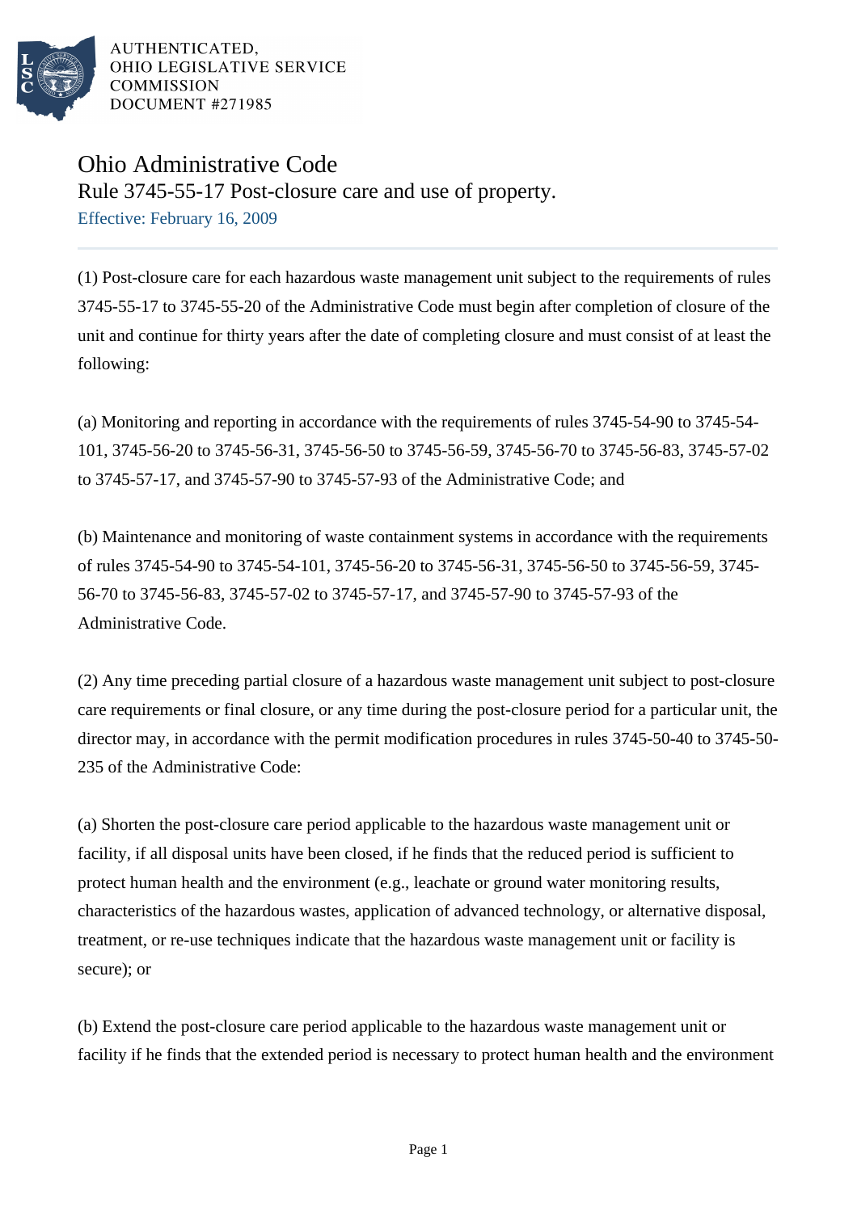AUTHENTICATED,
OHIO LEGISLATIVE SERVICE
COMMISSION
DOCUMENT #271985

# Ohio Administrative Code

## Rule 3745-55-17 Post-closure care and use of property.

Effective: February 16, 2009

(1) Post-closure care for each hazardous waste management unit subject to the requirements of rules 3745-55-17 to 3745-55-20 of the Administrative Code must begin after completion of closure of the unit and continue for thirty years after the date of completing closure and must consist of at least the following:

(a) Monitoring and reporting in accordance with the requirements of rules 3745-54-90 to 3745-54-101, 3745-56-20 to 3745-56-31, 3745-56-50 to 3745-56-59, 3745-56-70 to 3745-56-83, 3745-57-02 to 3745-57-17, and 3745-57-90 to 3745-57-93 of the Administrative Code; and

(b) Maintenance and monitoring of waste containment systems in accordance with the requirements of rules 3745-54-90 to 3745-54-101, 3745-56-20 to 3745-56-31, 3745-56-50 to 3745-56-59, 3745-56-70 to 3745-56-83, 3745-57-02 to 3745-57-17, and 3745-57-90 to 3745-57-93 of the Administrative Code.

(2) Any time preceding partial closure of a hazardous waste management unit subject to post-closure care requirements or final closure, or any time during the post-closure period for a particular unit, the director may, in accordance with the permit modification procedures in rules 3745-50-40 to 3745-50-235 of the Administrative Code:

(a) Shorten the post-closure care period applicable to the hazardous waste management unit or facility, if all disposal units have been closed, if he finds that the reduced period is sufficient to protect human health and the environment (e.g., leachate or ground water monitoring results, characteristics of the hazardous wastes, application of advanced technology, or alternative disposal, treatment, or re-use techniques indicate that the hazardous waste management unit or facility is secure); or

(b) Extend the post-closure care period applicable to the hazardous waste management unit or facility if he finds that the extended period is necessary to protect human health and the environment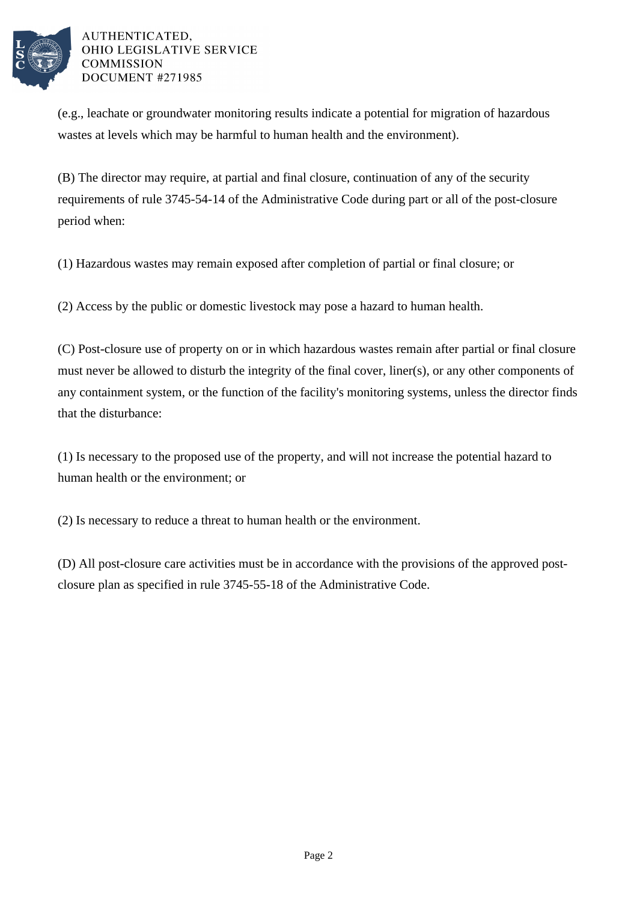(e.g., leachate or groundwater monitoring results indicate a potential for migration of hazardous wastes at levels which may be harmful to human health and the environment).

(B) The director may require, at partial and final closure, continuation of any of the security requirements of rule 3745-54-14 of the Administrative Code during part or all of the post-closure period when:

(1) Hazardous wastes may remain exposed after completion of partial or final closure; or

(2) Access by the public or domestic livestock may pose a hazard to human health.

(C) Post-closure use of property on or in which hazardous wastes remain after partial or final closure must never be allowed to disturb the integrity of the final cover, liner(s), or any other components of any containment system, or the function of the facility's monitoring systems, unless the director finds that the disturbance:

(1) Is necessary to the proposed use of the property, and will not increase the potential hazard to human health or the environment; or

(2) Is necessary to reduce a threat to human health or the environment.

(D) All post-closure care activities must be in accordance with the provisions of the approved post-closure plan as specified in rule 3745-55-18 of the Administrative Code.